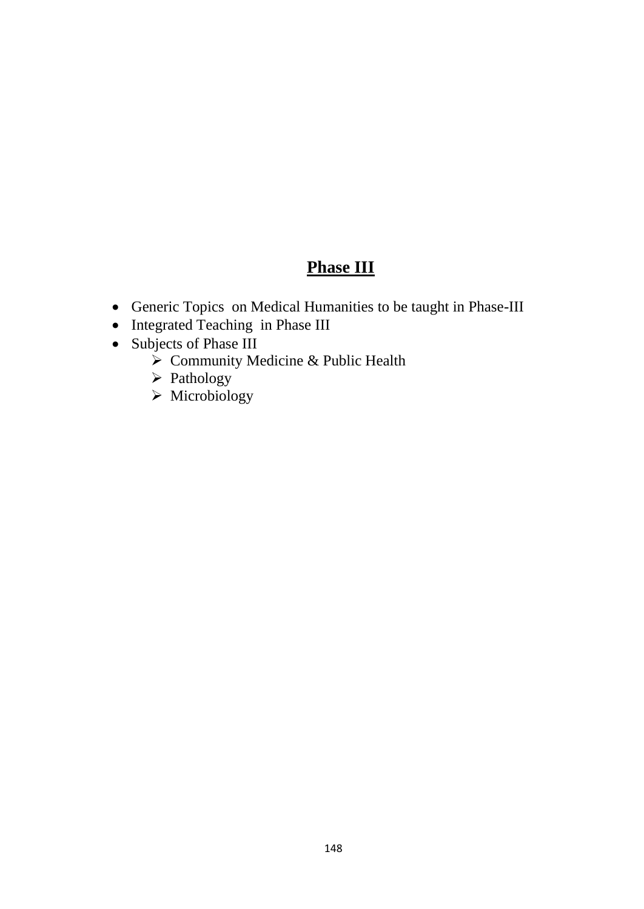# Phase III

- Generic Topics on Medical Humanities to be taught in Phase-III
- Integrated Teaching in Phase III
- Subjects of Phase III
    - Community Medicine & Public Health
    - Pathology
    - Microbiology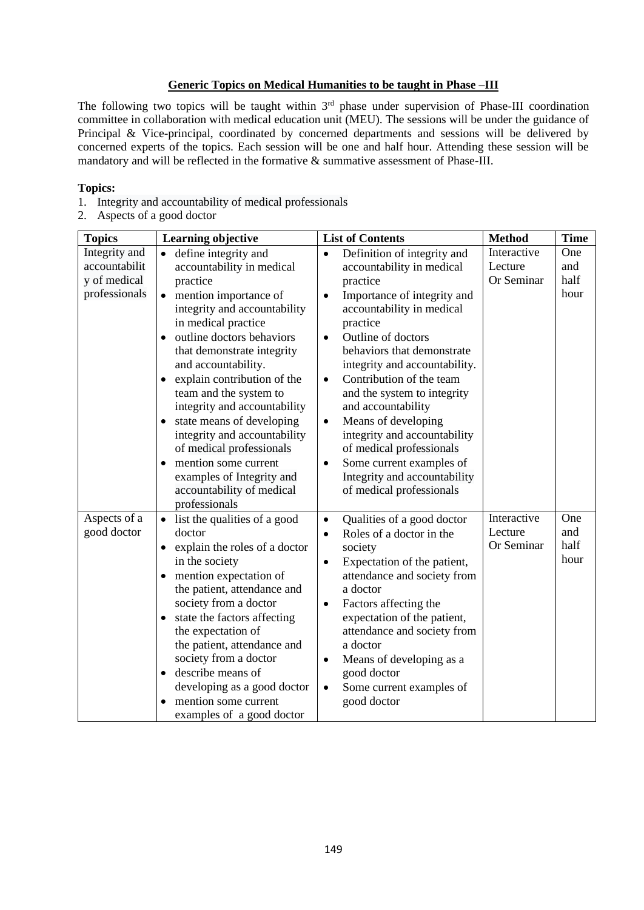## Generic Topics on Medical Humanities to be taught in Phase –III

The following two topics will be taught within 3rd phase under supervision of Phase-III coordination committee in collaboration with medical education unit (MEU). The sessions will be under the guidance of Principal & Vice-principal, coordinated by concerned departments and sessions will be delivered by concerned experts of the topics. Each session will be one and half hour. Attending these session will be mandatory and will be reflected in the formative & summative assessment of Phase-III.

**Topics:**

1. Integrity and accountability of medical professionals
2. Aspects of a good doctor

| Topics | Learning objective | List of Contents | Method | Time |
|---|---|---|---|---|
| Integrity and accountability of medical professionals | • define integrity and accountability in medical practice<br>• mention importance of integrity and accountability in medical practice<br>• outline doctors behaviors that demonstrate integrity and accountability.<br>• explain contribution of the team and the system to integrity and accountability<br>• state means of developing integrity and accountability of medical professionals<br>• mention some current examples of Integrity and accountability of medical professionals | • Definition of integrity and accountability in medical practice<br>• Importance of integrity and accountability in medical practice<br>• Outline of doctors behaviors that demonstrate integrity and accountability.<br>• Contribution of the team and the system to integrity and accountability<br>• Means of developing integrity and accountability of medical professionals<br>• Some current examples of Integrity and accountability of medical professionals | Interactive Lecture Or Seminar | One and half hour |
| Aspects of a good doctor | • list the qualities of a good doctor<br>• explain the roles of a doctor in the society<br>• mention expectation of the patient, attendance and society from a doctor<br>• state the factors affecting the expectation of the patient, attendance and society from a doctor<br>• describe means of developing as a good doctor<br>• mention some current examples of a good doctor | • Qualities of a good doctor<br>• Roles of a doctor in the society<br>• Expectation of the patient, attendance and society from a doctor<br>• Factors affecting the expectation of the patient, attendance and society from a doctor<br>• Means of developing as a good doctor<br>• Some current examples of good doctor | Interactive Lecture Or Seminar | One and half hour |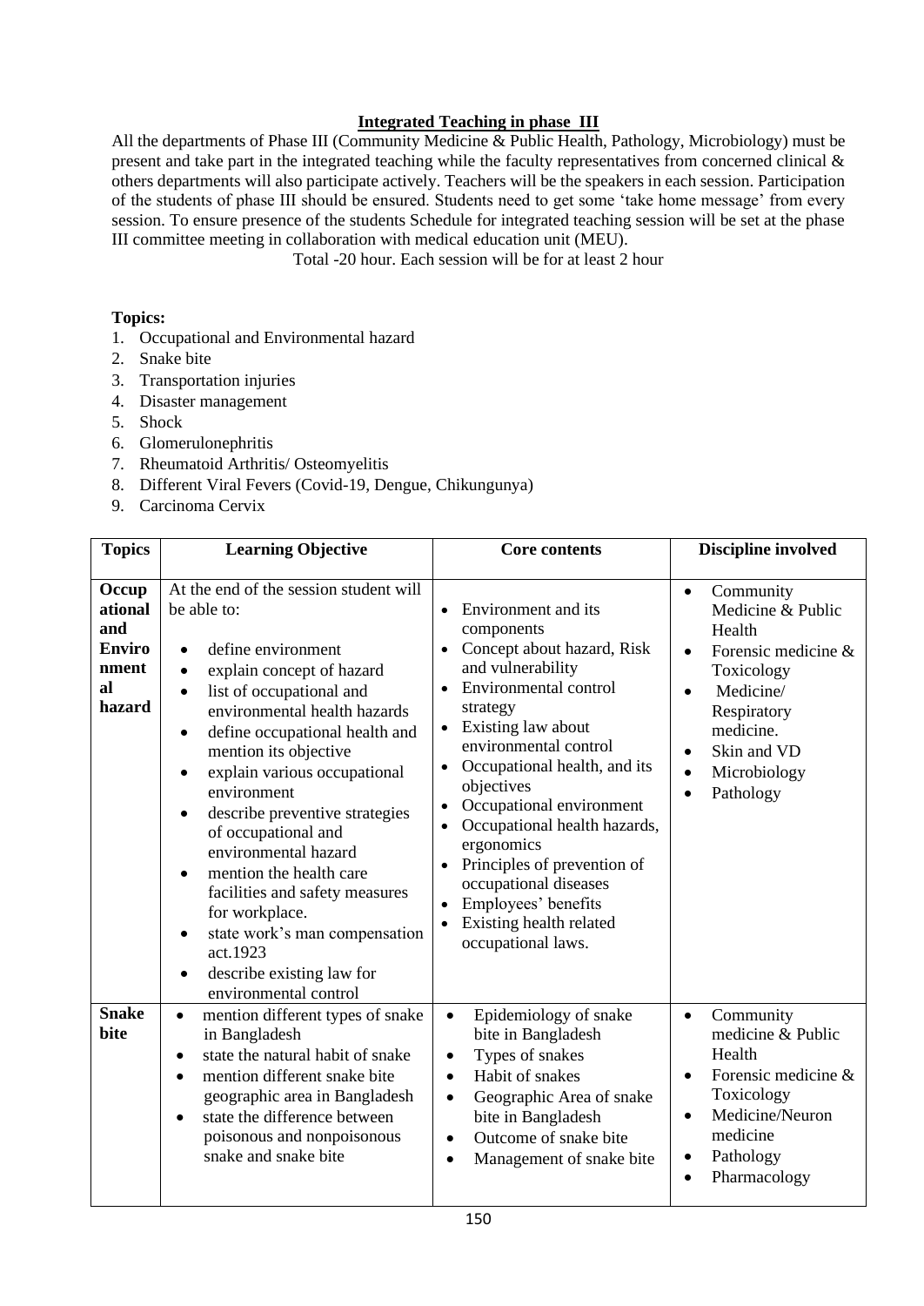## Integrated Teaching in phase III

All the departments of Phase III (Community Medicine & Public Health, Pathology, Microbiology) must be present and take part in the integrated teaching while the faculty representatives from concerned clinical & others departments will also participate actively. Teachers will be the speakers in each session. Participation of the students of phase III should be ensured. Students need to get some 'take home message' from every session. To ensure presence of the students Schedule for integrated teaching session will be set at the phase III committee meeting in collaboration with medical education unit (MEU).

Total -20 hour. Each session will be for at least 2 hour

**Topics:**

1. Occupational and Environmental hazard
2. Snake bite
3. Transportation injuries
4. Disaster management
5. Shock
6. Glomerulonephritis
7. Rheumatoid Arthritis/ Osteomyelitis
8. Different Viral Fevers (Covid-19, Dengue, Chikungunya)
9. Carcinoma Cervix

| Topics | Learning Objective | Core contents | Discipline involved |
|---|---|---|---|
| **Occupational and Environmental hazard** | At the end of the session student will be able to:<br>• define environment<br>• explain concept of hazard<br>• list of occupational and environmental health hazards<br>• define occupational health and mention its objective<br>• explain various occupational environment<br>• describe preventive strategies of occupational and environmental hazard<br>• mention the health care facilities and safety measures for workplace.<br>• state work's man compensation act.1923<br>• describe existing law for environmental control | • Environment and its components<br>• Concept about hazard, Risk and vulnerability<br>• Environmental control strategy<br>• Existing law about environmental control<br>• Occupational health, and its objectives<br>• Occupational environment<br>• Occupational health hazards, ergonomics<br>• Principles of prevention of occupational diseases<br>• Employees' benefits<br>• Existing health related occupational laws. | • Community Medicine & Public Health<br>• Forensic medicine & Toxicology<br>• Medicine/ Respiratory medicine.<br>• Skin and VD<br>• Microbiology<br>• Pathology |
| **Snake bite** | • mention different types of snake in Bangladesh<br>• state the natural habit of snake<br>• mention different snake bite geographic area in Bangladesh<br>• state the difference between poisonous and nonpoisonous snake and snake bite | • Epidemiology of snake bite in Bangladesh<br>• Types of snakes<br>• Habit of snakes<br>• Geographic Area of snake bite in Bangladesh<br>• Outcome of snake bite<br>• Management of snake bite | • Community medicine & Public Health<br>• Forensic medicine & Toxicology<br>• Medicine/Neuron medicine<br>• Pathology<br>• Pharmacology |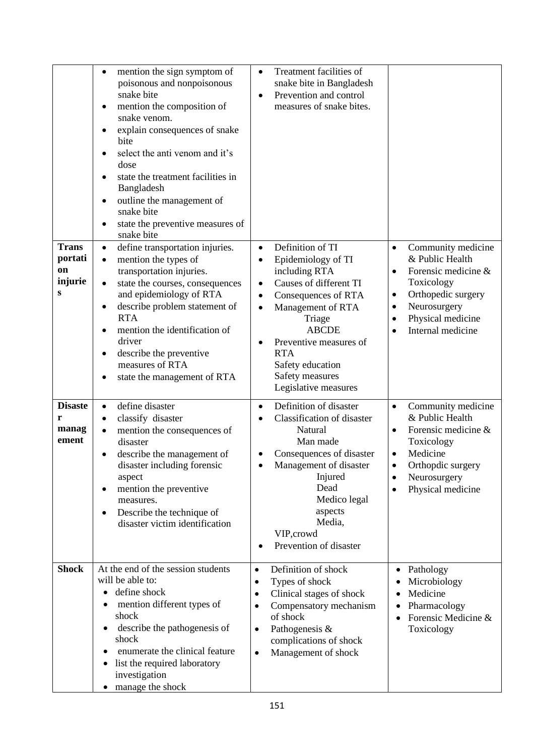| | | | |
|---|---|---|---|
| | • mention the sign symptom of poisonous and nonpoisonous snake bite<br>• mention the composition of snake venom.<br>• explain consequences of snake bite<br>• select the anti venom and it's dose<br>• state the treatment facilities in Bangladesh<br>• outline the management of snake bite<br>• state the preventive measures of snake bite | • Treatment facilities of snake bite in Bangladesh<br>• Prevention and control measures of snake bites. | |
| **Transportation injuries** | • define transportation injuries.<br>• mention the types of transportation injuries.<br>• state the courses, consequences and epidemiology of RTA<br>• describe problem statement of RTA<br>• mention the identification of driver<br>• describe the preventive measures of RTA<br>• state the management of RTA | • Definition of TI<br>• Epidemiology of TI including RTA<br>• Causes of different TI<br>• Consequences of RTA<br>• Management of RTA<br>Triage<br>ABCDE<br>• Preventive measures of RTA<br>Safety education<br>Safety measures<br>Legislative measures | • Community medicine & Public Health<br>• Forensic medicine & Toxicology<br>• Orthopedic surgery<br>• Neurosurgery<br>• Physical medicine<br>• Internal medicine |
| **Disaster management** | • define disaster<br>• classify disaster<br>• mention the consequences of disaster<br>• describe the management of disaster including forensic aspect<br>• mention the preventive measures.<br>• Describe the technique of disaster victim identification | • Definition of disaster<br>• Classification of disaster<br>Natural<br>Man made<br>• Consequences of disaster<br>• Management of disaster<br>Injured<br>Dead<br>Medico legal aspects<br>Media,<br>VIP,crowd<br>• Prevention of disaster | • Community medicine & Public Health<br>• Forensic medicine & Toxicology<br>• Medicine<br>• Orthopdic surgery<br>• Neurosurgery<br>• Physical medicine |
| **Shock** | At the end of the session students will be able to:<br>• define shock<br>• mention different types of shock<br>• describe the pathogenesis of shock<br>• enumerate the clinical feature<br>• list the required laboratory investigation<br>• manage the shock | • Definition of shock<br>• Types of shock<br>• Clinical stages of shock<br>• Compensatory mechanism of shock<br>• Pathogenesis & complications of shock<br>• Management of shock | • Pathology<br>• Microbiology<br>• Medicine<br>• Pharmacology<br>• Forensic Medicine & Toxicology |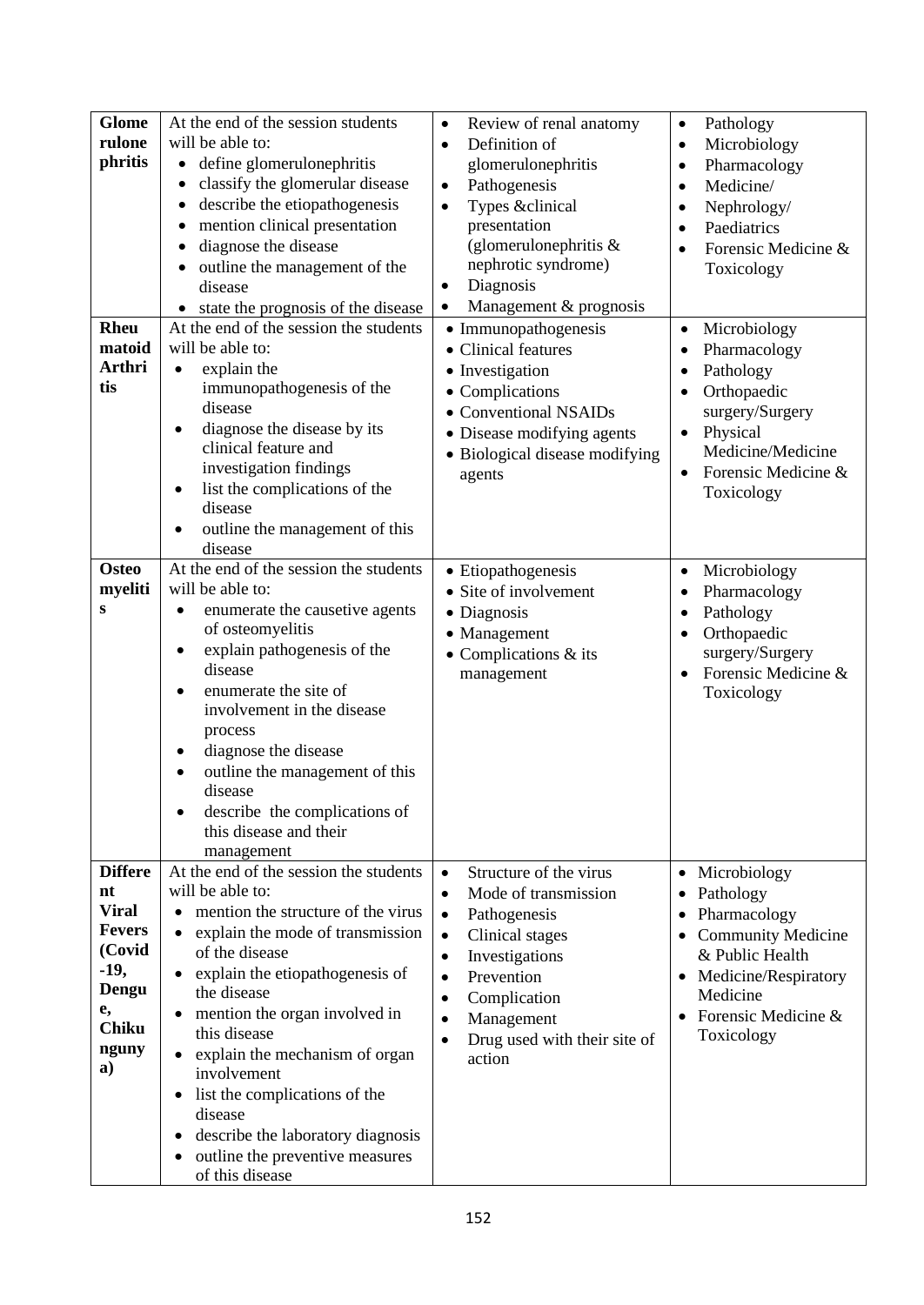| **Glomerulonephritis** | At the end of the session students will be able to:<br>• define glomerulonephritis<br>• classify the glomerular disease<br>• describe the etiopathogenesis<br>• mention clinical presentation<br>• diagnose the disease<br>• outline the management of the disease<br>• state the prognosis of the disease | • Review of renal anatomy<br>• Definition of glomerulonephritis<br>• Pathogenesis<br>• Types &clinical presentation (glomerulonephritis & nephrotic syndrome)<br>• Diagnosis<br>• Management & prognosis | • Pathology<br>• Microbiology<br>• Pharmacology<br>• Medicine/<br>• Nephrology/<br>• Paediatrics<br>• Forensic Medicine & Toxicology |
|---|---|---|---|
| **Rheumatoid Arthritis** | At the end of the session the students will be able to:<br>• explain the immunopathogenesis of the disease<br>• diagnose the disease by its clinical feature and investigation findings<br>• list the complications of the disease<br>• outline the management of this disease | • Immunopathogenesis<br>• Clinical features<br>• Investigation<br>• Complications<br>• Conventional NSAIDs<br>• Disease modifying agents<br>• Biological disease modifying agents | • Microbiology<br>• Pharmacology<br>• Pathology<br>• Orthopaedic surgery/Surgery<br>• Physical Medicine/Medicine<br>• Forensic Medicine & Toxicology |
| **Osteomyelitis** | At the end of the session the students will be able to:<br>• enumerate the causetive agents of osteomyelitis<br>• explain pathogenesis of the disease<br>• enumerate the site of involvement in the disease process<br>• diagnose the disease<br>• outline the management of this disease<br>• describe the complications of this disease and their management | • Etiopathogenesis<br>• Site of involvement<br>• Diagnosis<br>• Management<br>• Complications & its management | • Microbiology<br>• Pharmacology<br>• Pathology<br>• Orthopaedic surgery/Surgery<br>• Forensic Medicine & Toxicology |
| **Different Viral Fevers (Covid-19, Dengue, Chikungunya)** | At the end of the session the students will be able to:<br>• mention the structure of the virus<br>• explain the mode of transmission of the disease<br>• explain the etiopathogenesis of the disease<br>• mention the organ involved in this disease<br>• explain the mechanism of organ involvement<br>• list the complications of the disease<br>• describe the laboratory diagnosis<br>• outline the preventive measures of this disease | • Structure of the virus<br>• Mode of transmission<br>• Pathogenesis<br>• Clinical stages<br>• Investigations<br>• Prevention<br>• Complication<br>• Management<br>• Drug used with their site of action | • Microbiology<br>• Pathology<br>• Pharmacology<br>• Community Medicine & Public Health<br>• Medicine/Respiratory Medicine<br>• Forensic Medicine & Toxicology |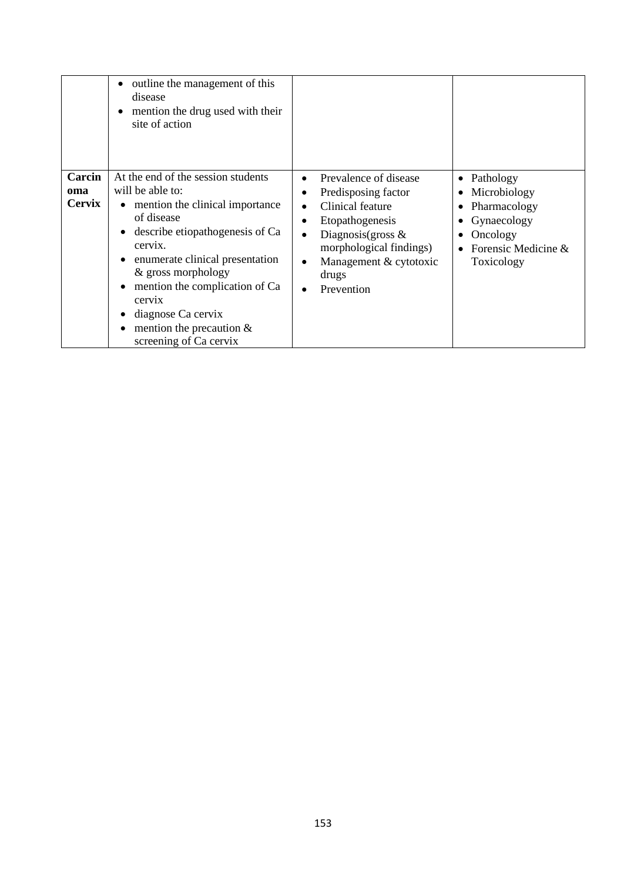| | | | |
|---|---|---|---|
| | • outline the management of this disease<br>• mention the drug used with their site of action | | |
| **Carcinoma Cervix** | At the end of the session students will be able to:<br>• mention the clinical importance of disease<br>• describe etiopathogenesis of Ca cervix.<br>• enumerate clinical presentation & gross morphology<br>• mention the complication of Ca cervix<br>• diagnose Ca cervix<br>• mention the precaution & screening of Ca cervix | • Prevalence of disease<br>• Predisposing factor<br>• Clinical feature<br>• Etopathogenesis<br>• Diagnosis(gross & morphological findings)<br>• Management & cytotoxic drugs<br>• Prevention | • Pathology<br>• Microbiology<br>• Pharmacology<br>• Gynaecology<br>• Oncology<br>• Forensic Medicine & Toxicology |